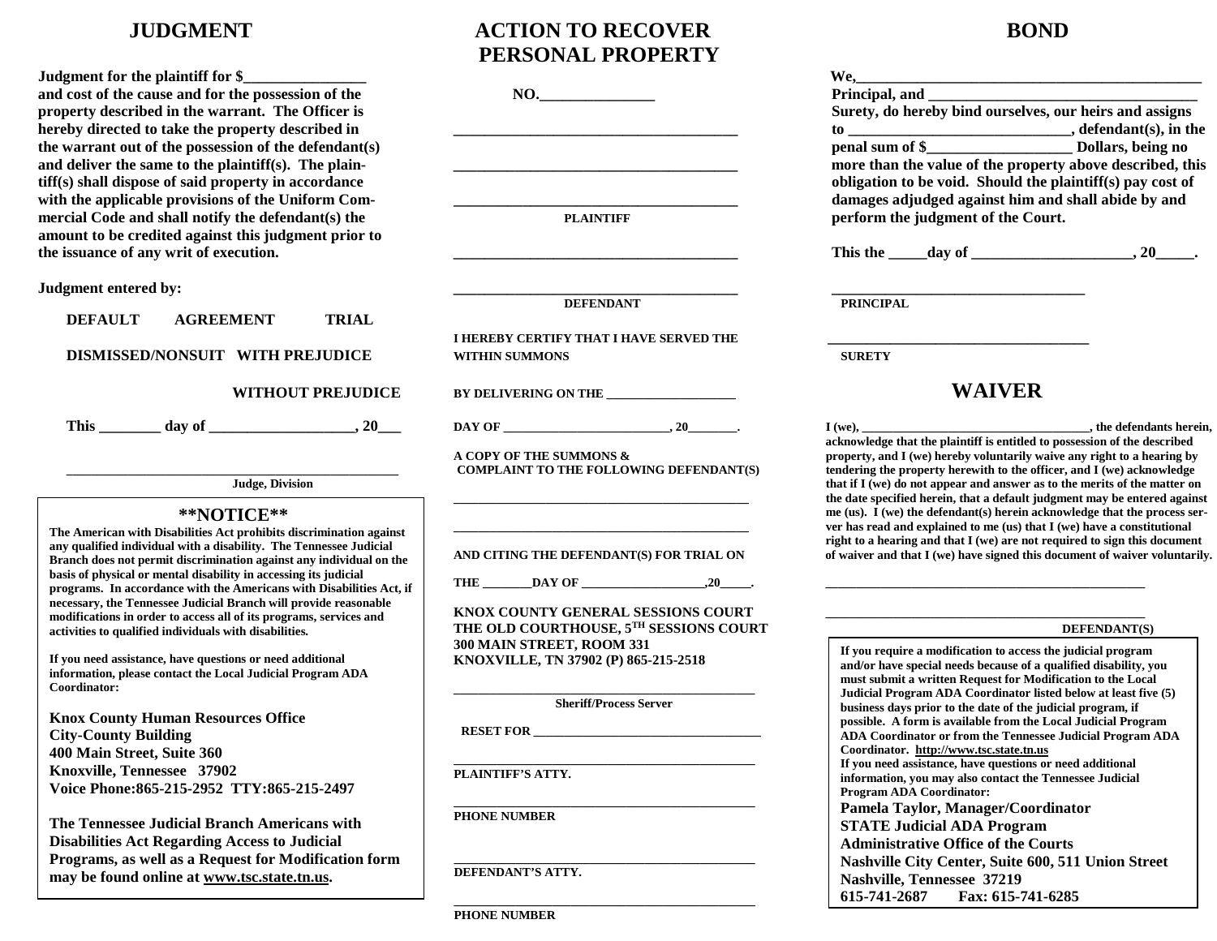# JUDGMENT

**Judgment for the plaintiff for $_______________ and cost of the cause and for the possession of the property described in the warrant. The Officer is hereby directed to take the property described in the warrant out of the possession of the defendant(s) and deliver the same to the plaintiff(s). The plaintiff(s) shall dispose of said property in accordance with the applicable provisions of the Uniform Commercial Code and shall notify the defendant(s) the amount to be credited against this judgment prior to the issuance of any writ of execution.**

**Judgment entered by:**

**DEFAULT AGREEMENT TRIAL**

**DISMISSED/NONSUIT WITH PREJUDICE**

**WITHOUT PREJUDICE**

**This ________ day of __________________, 20___**

_____________________________________________
**Judge, Division**

**\*\*NOTICE\*\***

**The American with Disabilities Act prohibits discrimination against any qualified individual with a disability. The Tennessee Judicial Branch does not permit discrimination against any individual on the basis of physical or mental disability in accessing its judicial programs. In accordance with the Americans with Disabilities Act, if necessary, the Tennessee Judicial Branch will provide reasonable modifications in order to access all of its programs, services and activities to qualified individuals with disabilities.**

**If you need assistance, have questions or need additional information, please contact the Local Judicial Program ADA Coordinator:**

**Knox County Human Resources Office**
**City-County Building**
**400 Main Street, Suite 360**
**Knoxville, Tennessee 37902**
**Voice Phone:865-215-2952 TTY:865-215-2497**

**The Tennessee Judicial Branch Americans with Disabilities Act Regarding Access to Judicial Programs, as well as a Request for Modification form may be found online at www.tsc.state.tn.us.**

# ACTION TO RECOVER PERSONAL PROPERTY

**NO._______________**

_____________________________________

_____________________________________

_____________________________________
**PLAINTIFF**

_____________________________________

_____________________________________
**DEFENDANT**

**I HEREBY CERTIFY THAT I HAVE SERVED THE WITHIN SUMMONS**

**BY DELIVERING ON THE ____________________**

**DAY OF __________________________, 20________.**

**A COPY OF THE SUMMONS & COMPLAINT TO THE FOLLOWING DEFENDANT(S)**

_____________________________________

_____________________________________

**AND CITING THE DEFENDANT(S) FOR TRIAL ON**

**THE ________DAY OF ___________________,20_____.**

**KNOX COUNTY GENERAL SESSIONS COURT**
**THE OLD COURTHOUSE, 5TH SESSIONS COURT**
**300 MAIN STREET, ROOM 331**
**KNOXVILLE, TN 37902 (P) 865-215-2518**

_____________________________________
**Sheriff/Process Server**

**RESET FOR ___________________________________**

_____________________________________
**PLAINTIFF'S ATTY.**

_____________________________________
**PHONE NUMBER**

_____________________________________
**DEFENDANT'S ATTY.**

_____________________________________
**PHONE NUMBER**

# BOND

**We,_____________________________________________ Principal, and __________________________________ Surety, do hereby bind ourselves, our heirs and assigns to ____________________________, defendant(s), in the penal sum of $__________________ Dollars, being no more than the value of the property above described, this obligation to be void. Should the plaintiff(s) pay cost of damages adjudged against him and shall abide by and perform the judgment of the Court.**

**This the _____day of ____________________, 20_____.**

_________________________________
**PRINCIPAL**

_________________________________
**SURETY**

# WAIVER

**I (we), _____________________________________, the defendants herein, acknowledge that the plaintiff is entitled to possession of the described property, and I (we) hereby voluntarily waive any right to a hearing by tendering the property herewith to the officer, and I (we) acknowledge that if I (we) do not appear and answer as to the merits of the matter on the date specified herein, that a default judgment may be entered against me (us). I (we) the defendant(s) herein acknowledge that the process server has read and explained to me (us) that I (we) have a constitutional right to a hearing and that I (we) are not required to sign this document of waiver and that I (we) have signed this document of waiver voluntarily.**

_____________________________________________

_____________________________________________
**DEFENDANT(S)**

**If you require a modification to access the judicial program and/or have special needs because of a qualified disability, you must submit a written Request for Modification to the Local Judicial Program ADA Coordinator listed below at least five (5) business days prior to the date of the judicial program, if possible. A form is available from the Local Judicial Program ADA Coordinator or from the Tennessee Judicial Program ADA Coordinator. http://www.tsc.state.tn.us**
**If you need assistance, have questions or need additional information, you may also contact the Tennessee Judicial Program ADA Coordinator:**

**Pamela Taylor, Manager/Coordinator**
**STATE Judicial ADA Program**
**Administrative Office of the Courts**
**Nashville City Center, Suite 600, 511 Union Street**
**Nashville, Tennessee 37219**
**615-741-2687 Fax: 615-741-6285**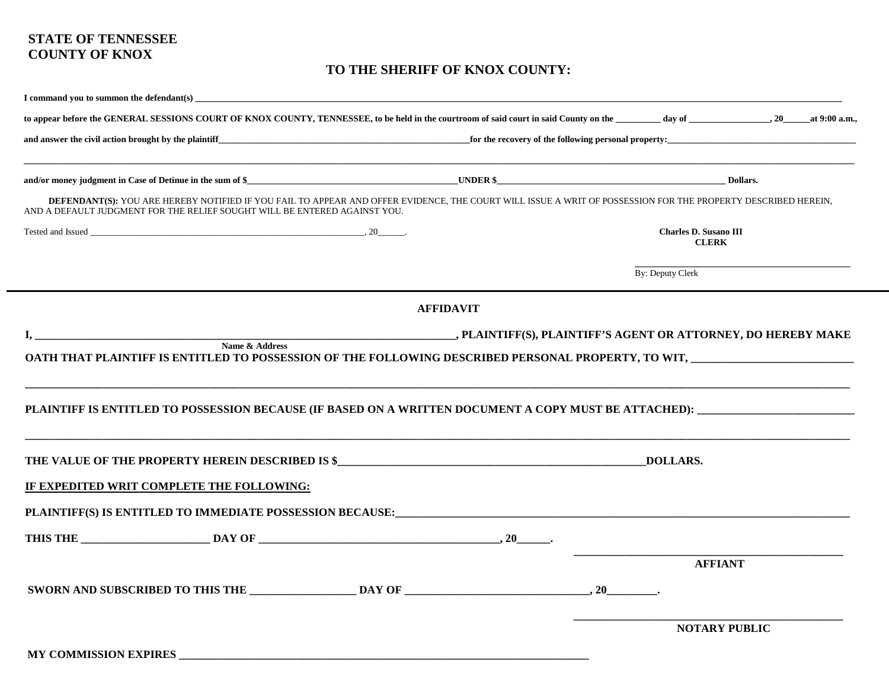**STATE OF TENNESSEE**
**COUNTY OF KNOX**

## TO THE SHERIFF OF KNOX COUNTY:

**I command you to summon the defendant(s)** ______________________________________________________________________________

**to appear before the GENERAL SESSIONS COURT OF KNOX COUNTY, TENNESSEE, to be held in the courtroom of said court in said County on the** __________ **day of** __________________**, 20**______**at 9:00 a.m.,**

**and answer the civil action brought by the plaintiff**__________________________________________**for the recovery of the following personal property:**__________________________________________

______________________________________________________________________________________________________________

**and/or money judgment in Case of Detinue in the sum of $**______________________________________**UNDER $**__________________________________________ **Dollars.**

**DEFENDANT(S):** YOU ARE HEREBY NOTIFIED IF YOU FAIL TO APPEAR AND OFFER EVIDENCE, THE COURT WILL ISSUE A WRIT OF POSSESSION FOR THE PROPERTY DESCRIBED HEREIN, AND A DEFAULT JUDGMENT FOR THE RELIEF SOUGHT WILL BE ENTERED AGAINST YOU.

Tested and Issued ____________________________________________________________, 20______.

**Charles D. Susano III**
**CLERK**

______________________________________________
By: Deputy Clerk

---

## AFFIDAVIT

**I,** ________________________________________________________________________**, PLAINTIFF(S), PLAINTIFF'S AGENT OR ATTORNEY, DO HEREBY MAKE**
**Name & Address**
**OATH THAT PLAINTIFF IS ENTITLED TO POSSESSION OF THE FOLLOWING DESCRIBED PERSONAL PROPERTY, TO WIT,** ____________________________

______________________________________________________________________________________________________________

**PLAINTIFF IS ENTITLED TO POSSESSION BECAUSE (IF BASED ON A WRITTEN DOCUMENT A COPY MUST BE ATTACHED):** ____________________________

______________________________________________________________________________________________________________

**THE VALUE OF THE PROPERTY HEREIN DESCRIBED IS $**______________________________________________________**DOLLARS.**

**IF EXPEDITED WRIT COMPLETE THE FOLLOWING:**

**PLAINTIFF(S) IS ENTITLED TO IMMEDIATE POSSESSION BECAUSE:**______________________________________________________________________

**THIS THE** _______________________ **DAY OF** ____________________________________________**, 20**______**.**

______________________________________________
**AFFIANT**

**SWORN AND SUBSCRIBED TO THIS THE** ___________________ **DAY OF** _________________________________**, 20**_________**.**

______________________________________________
**NOTARY PUBLIC**

**MY COMMISSION EXPIRES** __________________________________________________________________________